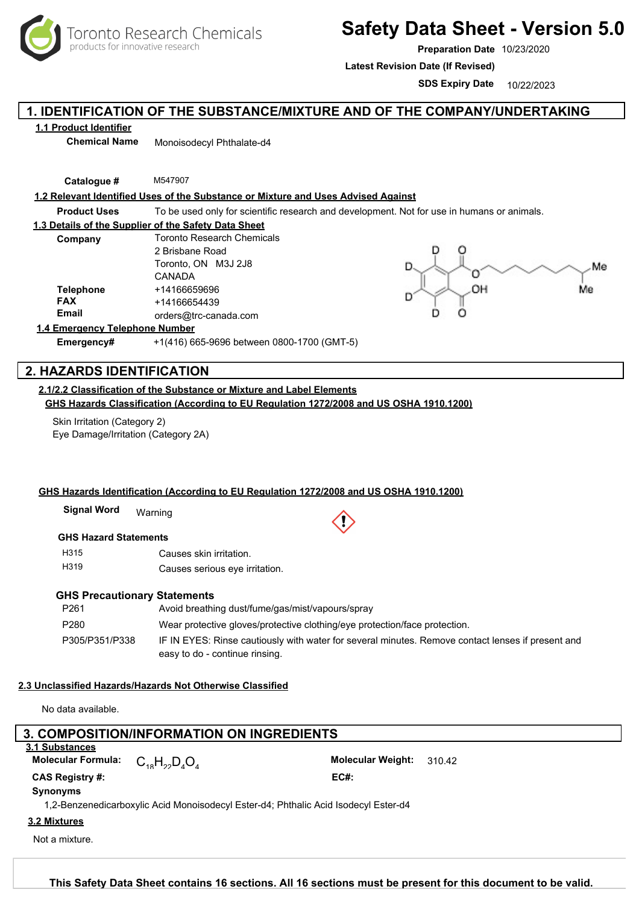Toronto Research Chemicals
products for innovative research

# Safety Data Sheet - Version 5.0

**Preparation Date** 10/23/2020

**Latest Revision Date (If Revised)**

**SDS Expiry Date** 10/22/2023

## 1. IDENTIFICATION OF THE SUBSTANCE/MIXTURE AND OF THE COMPANY/UNDERTAKING

### 1.1 Product Identifier

**Chemical Name** Monoisodecyl Phthalate-d4

**Catalogue #** M547907

### 1.2 Relevant Identified Uses of the Substance or Mixture and Uses Advised Against

**Product Uses** To be used only for scientific research and development. Not for use in humans or animals.

### 1.3 Details of the Supplier of the Safety Data Sheet

**Company** Toronto Research Chemicals
2 Brisbane Road
Toronto, ON M3J 2J8
CANADA

**Telephone** +14166659696

**FAX** +14166654439

**Email** orders@trc-canada.com

### 1.4 Emergency Telephone Number

**Emergency#** +1(416) 665-9696 between 0800-1700 (GMT-5)

## 2. HAZARDS IDENTIFICATION

### 2.1/2.2 Classification of the Substance or Mixture and Label Elements

**GHS Hazards Classification (According to EU Regulation 1272/2008 and US OSHA 1910.1200)**

Skin Irritation (Category 2)
Eye Damage/Irritation (Category 2A)

**GHS Hazards Identification (According to EU Regulation 1272/2008 and US OSHA 1910.1200)**

**Signal Word** Warning

**GHS Hazard Statements**

| | |
|---|---|
| H315 | Causes skin irritation. |
| H319 | Causes serious eye irritation. |

**GHS Precautionary Statements**

| | |
|---|---|
| P261 | Avoid breathing dust/fume/gas/mist/vapours/spray |
| P280 | Wear protective gloves/protective clothing/eye protection/face protection. |
| P305/P351/P338 | IF IN EYES: Rinse cautiously with water for several minutes. Remove contact lenses if present and easy to do - continue rinsing. |

### 2.3 Unclassified Hazards/Hazards Not Otherwise Classified

No data available.

## 3. COMPOSITION/INFORMATION ON INGREDIENTS

### 3.1 Substances

**Molecular Formula:** $C_{18}H_{22}D_4O_4$

**Molecular Weight:** 310.42

**CAS Registry #:**

**EC#:**

**Synonyms**

1,2-Benzenedicarboxylic Acid Monoisodecyl Ester-d4; Phthalic Acid Isodecyl Ester-d4

### 3.2 Mixtures

Not a mixture.

**This Safety Data Sheet contains 16 sections. All 16 sections must be present for this document to be valid.**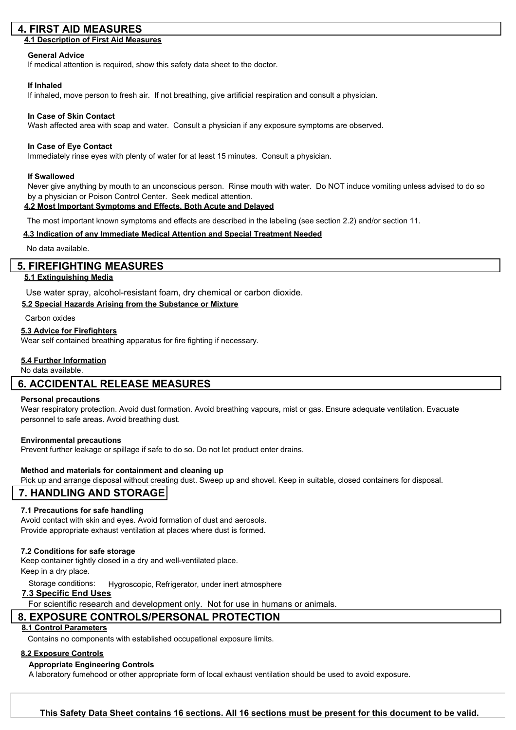## 4. FIRST AID MEASURES

### 4.1 Description of First Aid Measures

**General Advice**

If medical attention is required, show this safety data sheet to the doctor.

**If Inhaled**

If inhaled, move person to fresh air. If not breathing, give artificial respiration and consult a physician.

**In Case of Skin Contact**

Wash affected area with soap and water. Consult a physician if any exposure symptoms are observed.

**In Case of Eye Contact**

Immediately rinse eyes with plenty of water for at least 15 minutes. Consult a physician.

**If Swallowed**

Never give anything by mouth to an unconscious person. Rinse mouth with water. Do NOT induce vomiting unless advised to do so by a physician or Poison Control Center. Seek medical attention.

### 4.2 Most Important Symptoms and Effects, Both Acute and Delayed

The most important known symptoms and effects are described in the labeling (see section 2.2) and/or section 11.

### 4.3 Indication of any Immediate Medical Attention and Special Treatment Needed

No data available.

## 5. FIREFIGHTING MEASURES

### 5.1 Extinguishing Media

Use water spray, alcohol-resistant foam, dry chemical or carbon dioxide.

### 5.2 Special Hazards Arising from the Substance or Mixture

Carbon oxides

### 5.3 Advice for Firefighters

Wear self contained breathing apparatus for fire fighting if necessary.

### 5.4 Further Information

No data available.

## 6. ACCIDENTAL RELEASE MEASURES

**Personal precautions**

Wear respiratory protection. Avoid dust formation. Avoid breathing vapours, mist or gas. Ensure adequate ventilation. Evacuate personnel to safe areas. Avoid breathing dust.

**Environmental precautions**

Prevent further leakage or spillage if safe to do so. Do not let product enter drains.

**Method and materials for containment and cleaning up**

Pick up and arrange disposal without creating dust. Sweep up and shovel. Keep in suitable, closed containers for disposal.

## 7. HANDLING AND STORAGE

### 7.1 Precautions for safe handling

Avoid contact with skin and eyes. Avoid formation of dust and aerosols.
Provide appropriate exhaust ventilation at places where dust is formed.

### 7.2 Conditions for safe storage

Keep container tightly closed in a dry and well-ventilated place.
Keep in a dry place.

Storage conditions: Hygroscopic, Refrigerator, under inert atmosphere

### 7.3 Specific End Uses

For scientific research and development only. Not for use in humans or animals.

## 8. EXPOSURE CONTROLS/PERSONAL PROTECTION

### 8.1 Control Parameters

Contains no components with established occupational exposure limits.

### 8.2 Exposure Controls

**Appropriate Engineering Controls**

A laboratory fumehood or other appropriate form of local exhaust ventilation should be used to avoid exposure.

**This Safety Data Sheet contains 16 sections. All 16 sections must be present for this document to be valid.**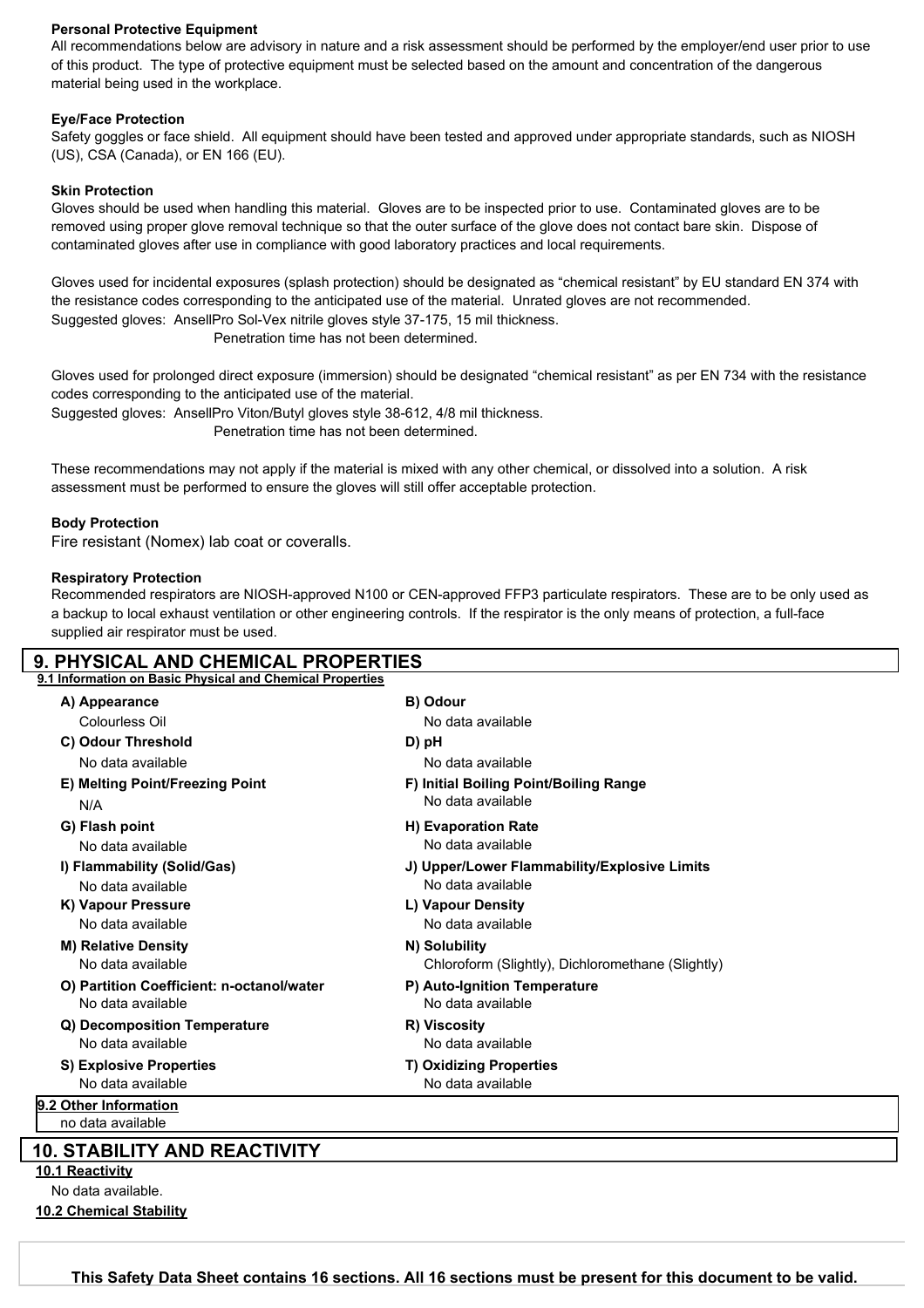#### Personal Protective Equipment

All recommendations below are advisory in nature and a risk assessment should be performed by the employer/end user prior to use of this product. The type of protective equipment must be selected based on the amount and concentration of the dangerous material being used in the workplace.

#### Eye/Face Protection

Safety goggles or face shield. All equipment should have been tested and approved under appropriate standards, such as NIOSH (US), CSA (Canada), or EN 166 (EU).

#### Skin Protection

Gloves should be used when handling this material. Gloves are to be inspected prior to use. Contaminated gloves are to be removed using proper glove removal technique so that the outer surface of the glove does not contact bare skin. Dispose of contaminated gloves after use in compliance with good laboratory practices and local requirements.

Gloves used for incidental exposures (splash protection) should be designated as "chemical resistant" by EU standard EN 374 with the resistance codes corresponding to the anticipated use of the material. Unrated gloves are not recommended.
Suggested gloves: AnsellPro Sol-Vex nitrile gloves style 37-175, 15 mil thickness.
Penetration time has not been determined.

Gloves used for prolonged direct exposure (immersion) should be designated "chemical resistant" as per EN 734 with the resistance codes corresponding to the anticipated use of the material.
Suggested gloves: AnsellPro Viton/Butyl gloves style 38-612, 4/8 mil thickness.
Penetration time has not been determined.

These recommendations may not apply if the material is mixed with any other chemical, or dissolved into a solution. A risk assessment must be performed to ensure the gloves will still offer acceptable protection.

#### Body Protection

Fire resistant (Nomex) lab coat or coveralls.

#### Respiratory Protection

Recommended respirators are NIOSH-approved N100 or CEN-approved FFP3 particulate respirators. These are to be only used as a backup to local exhaust ventilation or other engineering controls. If the respirator is the only means of protection, a full-face supplied air respirator must be used.

## 9. PHYSICAL AND CHEMICAL PROPERTIES

### 9.1 Information on Basic Physical and Chemical Properties

**A) Appearance**
Colourless Oil

**B) Odour**
No data available

**C) Odour Threshold**
No data available

**D) pH**
No data available

**E) Melting Point/Freezing Point**
N/A

**F) Initial Boiling Point/Boiling Range**
No data available

**G) Flash point**
No data available

**H) Evaporation Rate**
No data available

**I) Flammability (Solid/Gas)**
No data available

**J) Upper/Lower Flammability/Explosive Limits**
No data available

**K) Vapour Pressure**
No data available

**L) Vapour Density**
No data available

**M) Relative Density**
No data available

**N) Solubility**
Chloroform (Slightly), Dichloromethane (Slightly)

**O) Partition Coefficient: n-octanol/water**
No data available

**P) Auto-Ignition Temperature**
No data available

**Q) Decomposition Temperature**
No data available

**R) Viscosity**
No data available

**S) Explosive Properties**
No data available

**T) Oxidizing Properties**
No data available

### 9.2 Other Information

no data available

## 10. STABILITY AND REACTIVITY

### 10.1 Reactivity

No data available.

### 10.2 Chemical Stability

**This Safety Data Sheet contains 16 sections. All 16 sections must be present for this document to be valid.**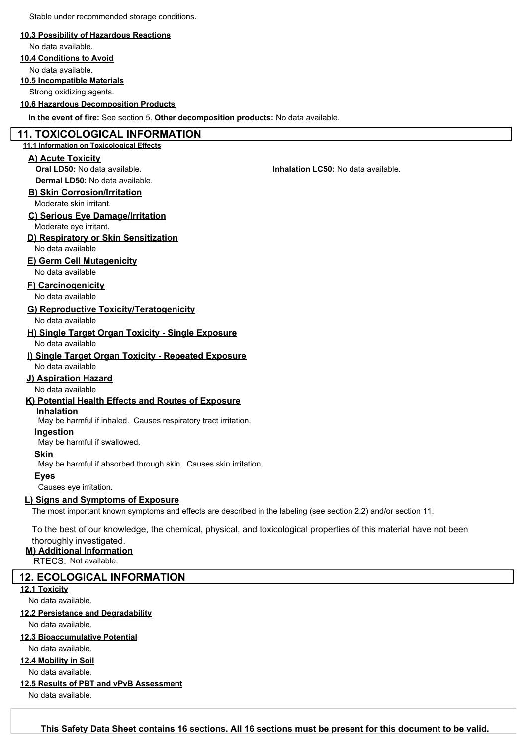Stable under recommended storage conditions.

**10.3 Possibility of Hazardous Reactions**

No data available.

**10.4 Conditions to Avoid**

No data available.

**10.5 Incompatible Materials**

Strong oxidizing agents.

**10.6 Hazardous Decomposition Products**

**In the event of fire:** See section 5. **Other decomposition products:** No data available.

## 11. TOXICOLOGICAL INFORMATION

**11.1 Information on Toxicological Effects**

### A) Acute Toxicity

**Oral LD50:** No data available.

**Inhalation LC50:** No data available.

**Dermal LD50:** No data available.

### B) Skin Corrosion/Irritation

Moderate skin irritant.

### C) Serious Eye Damage/Irritation

Moderate eye irritant.

### D) Respiratory or Skin Sensitization

No data available

### E) Germ Cell Mutagenicity

No data available

### F) Carcinogenicity

No data available

### G) Reproductive Toxicity/Teratogenicity

No data available

### H) Single Target Organ Toxicity - Single Exposure

No data available

### I) Single Target Organ Toxicity - Repeated Exposure

No data available

### J) Aspiration Hazard

No data available

### K) Potential Health Effects and Routes of Exposure

**Inhalation**

May be harmful if inhaled. Causes respiratory tract irritation.

**Ingestion**

May be harmful if swallowed.

**Skin**

May be harmful if absorbed through skin. Causes skin irritation.

**Eyes**

Causes eye irritation.

### L) Signs and Symptoms of Exposure

The most important known symptoms and effects are described in the labeling (see section 2.2) and/or section 11.

To the best of our knowledge, the chemical, physical, and toxicological properties of this material have not been thoroughly investigated.

### M) Additional Information

RTECS: Not available.

## 12. ECOLOGICAL INFORMATION

**12.1 Toxicity**

No data available.

**12.2 Persistance and Degradability**

No data available.

**12.3 Bioaccumulative Potential**

No data available.

**12.4 Mobility in Soil**

No data available.

**12.5 Results of PBT and vPvB Assessment**

No data available.

**This Safety Data Sheet contains 16 sections. All 16 sections must be present for this document to be valid.**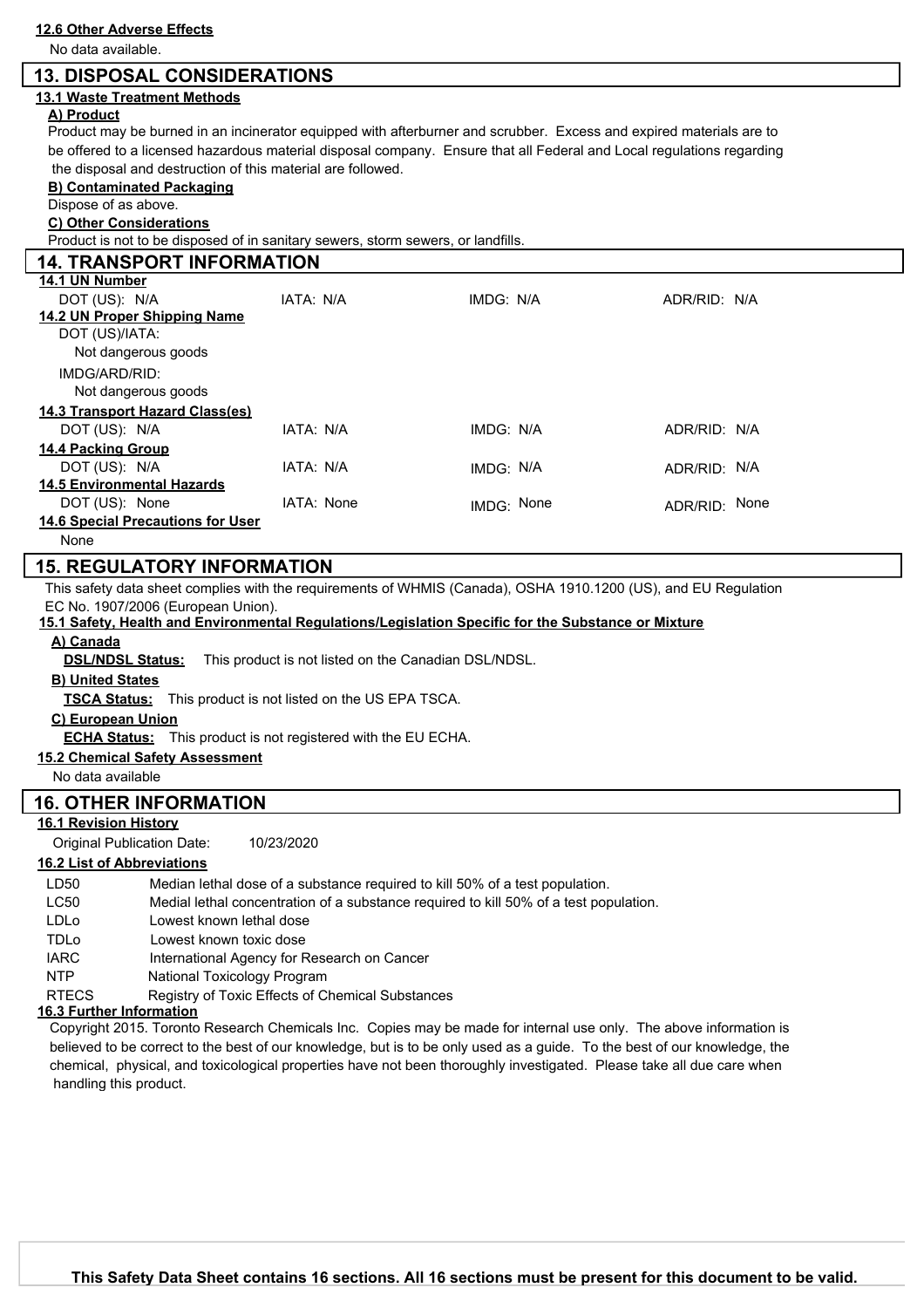**12.6 Other Adverse Effects**

No data available.

## 13. DISPOSAL CONSIDERATIONS

**13.1 Waste Treatment Methods**

**A) Product**

Product may be burned in an incinerator equipped with afterburner and scrubber. Excess and expired materials are to be offered to a licensed hazardous material disposal company. Ensure that all Federal and Local regulations regarding the disposal and destruction of this material are followed.

**B) Contaminated Packaging**

Dispose of as above.

**C) Other Considerations**

Product is not to be disposed of in sanitary sewers, storm sewers, or landfills.

## 14. TRANSPORT INFORMATION

**14.1 UN Number**

| | | | |
|---|---|---|---|
| DOT (US): N/A | IATA: N/A | IMDG: N/A | ADR/RID: N/A |

**14.2 UN Proper Shipping Name**

DOT (US)/IATA:
Not dangerous goods

IMDG/ARD/RID:
Not dangerous goods

**14.3 Transport Hazard Class(es)**

| | | | |
|---|---|---|---|
| DOT (US): N/A | IATA: N/A | IMDG: N/A | ADR/RID: N/A |

**14.4 Packing Group**

| | | | |
|---|---|---|---|
| DOT (US): N/A | IATA: N/A | IMDG: N/A | ADR/RID: N/A |

**14.5 Environmental Hazards**

| | | | |
|---|---|---|---|
| DOT (US): None | IATA: None | IMDG: None | ADR/RID: None |

**14.6 Special Precautions for User**

None

## 15. REGULATORY INFORMATION

This safety data sheet complies with the requirements of WHMIS (Canada), OSHA 1910.1200 (US), and EU Regulation EC No. 1907/2006 (European Union).

**15.1 Safety, Health and Environmental Regulations/Legislation Specific for the Substance or Mixture**

**A) Canada**

**DSL/NDSL Status:** This product is not listed on the Canadian DSL/NDSL.

**B) United States**

**TSCA Status:** This product is not listed on the US EPA TSCA.

**C) European Union**

**ECHA Status:** This product is not registered with the EU ECHA.

**15.2 Chemical Safety Assessment**

No data available

## 16. OTHER INFORMATION

**16.1 Revision History**

Original Publication Date: 10/23/2020

**16.2 List of Abbreviations**

| | |
|---|---|
| LD50 | Median lethal dose of a substance required to kill 50% of a test population. |
| LC50 | Medial lethal concentration of a substance required to kill 50% of a test population. |
| LDLo | Lowest known lethal dose |
| TDLo | Lowest known toxic dose |
| IARC | International Agency for Research on Cancer |
| NTP | National Toxicology Program |
| RTECS | Registry of Toxic Effects of Chemical Substances |

**16.3 Further Information**

Copyright 2015. Toronto Research Chemicals Inc. Copies may be made for internal use only. The above information is believed to be correct to the best of our knowledge, but is to be only used as a guide. To the best of our knowledge, the chemical, physical, and toxicological properties have not been thoroughly investigated. Please take all due care when handling this product.

**This Safety Data Sheet contains 16 sections. All 16 sections must be present for this document to be valid.**